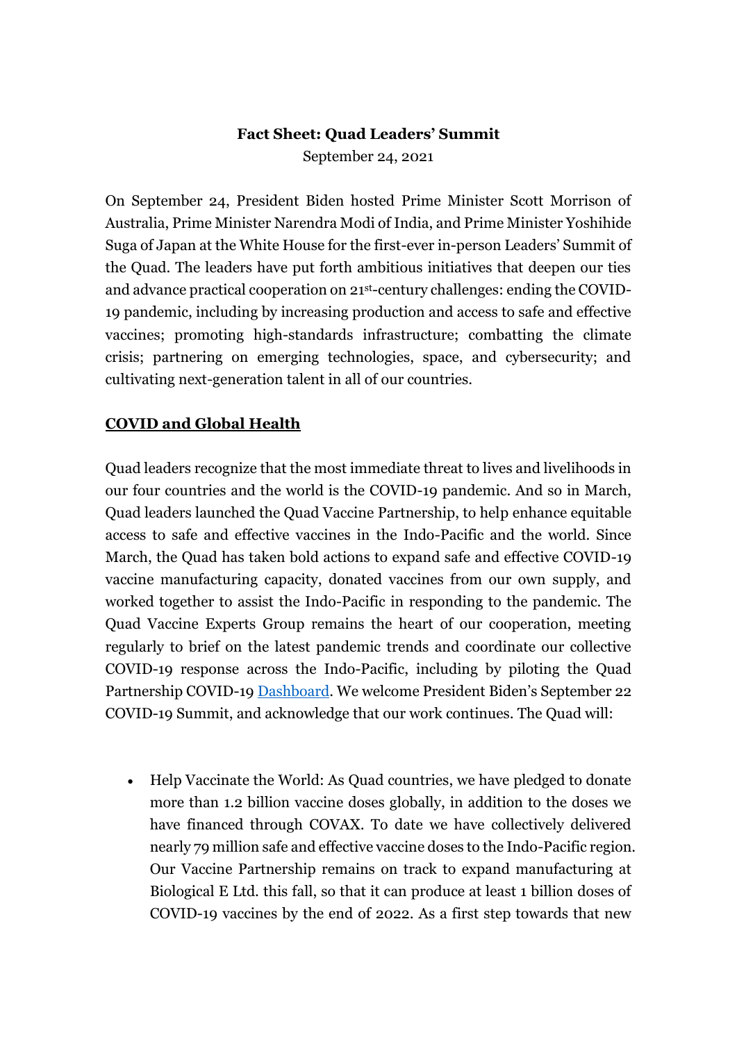**Fact Sheet: Quad Leaders' Summit**

September 24, 2021

On September 24, President Biden hosted Prime Minister Scott Morrison of Australia, Prime Minister Narendra Modi of India, and Prime Minister Yoshihide Suga of Japan at the White House for the first-ever in-person Leaders' Summit of the Quad. The leaders have put forth ambitious initiatives that deepen our ties and advance practical cooperation on 21st-century challenges: ending the COVID-19 pandemic, including by increasing production and access to safe and effective vaccines; promoting high-standards infrastructure; combatting the climate crisis; partnering on emerging technologies, space, and cybersecurity; and cultivating next-generation talent in all of our countries.

## COVID and Global Health

Quad leaders recognize that the most immediate threat to lives and livelihoods in our four countries and the world is the COVID-19 pandemic. And so in March, Quad leaders launched the Quad Vaccine Partnership, to help enhance equitable access to safe and effective vaccines in the Indo-Pacific and the world. Since March, the Quad has taken bold actions to expand safe and effective COVID-19 vaccine manufacturing capacity, donated vaccines from our own supply, and worked together to assist the Indo-Pacific in responding to the pandemic. The Quad Vaccine Experts Group remains the heart of our cooperation, meeting regularly to brief on the latest pandemic trends and coordinate our collective COVID-19 response across the Indo-Pacific, including by piloting the Quad Partnership COVID-19 Dashboard. We welcome President Biden's September 22 COVID-19 Summit, and acknowledge that our work continues. The Quad will:

- Help Vaccinate the World: As Quad countries, we have pledged to donate more than 1.2 billion vaccine doses globally, in addition to the doses we have financed through COVAX. To date we have collectively delivered nearly 79 million safe and effective vaccine doses to the Indo-Pacific region. Our Vaccine Partnership remains on track to expand manufacturing at Biological E Ltd. this fall, so that it can produce at least 1 billion doses of COVID-19 vaccines by the end of 2022. As a first step towards that new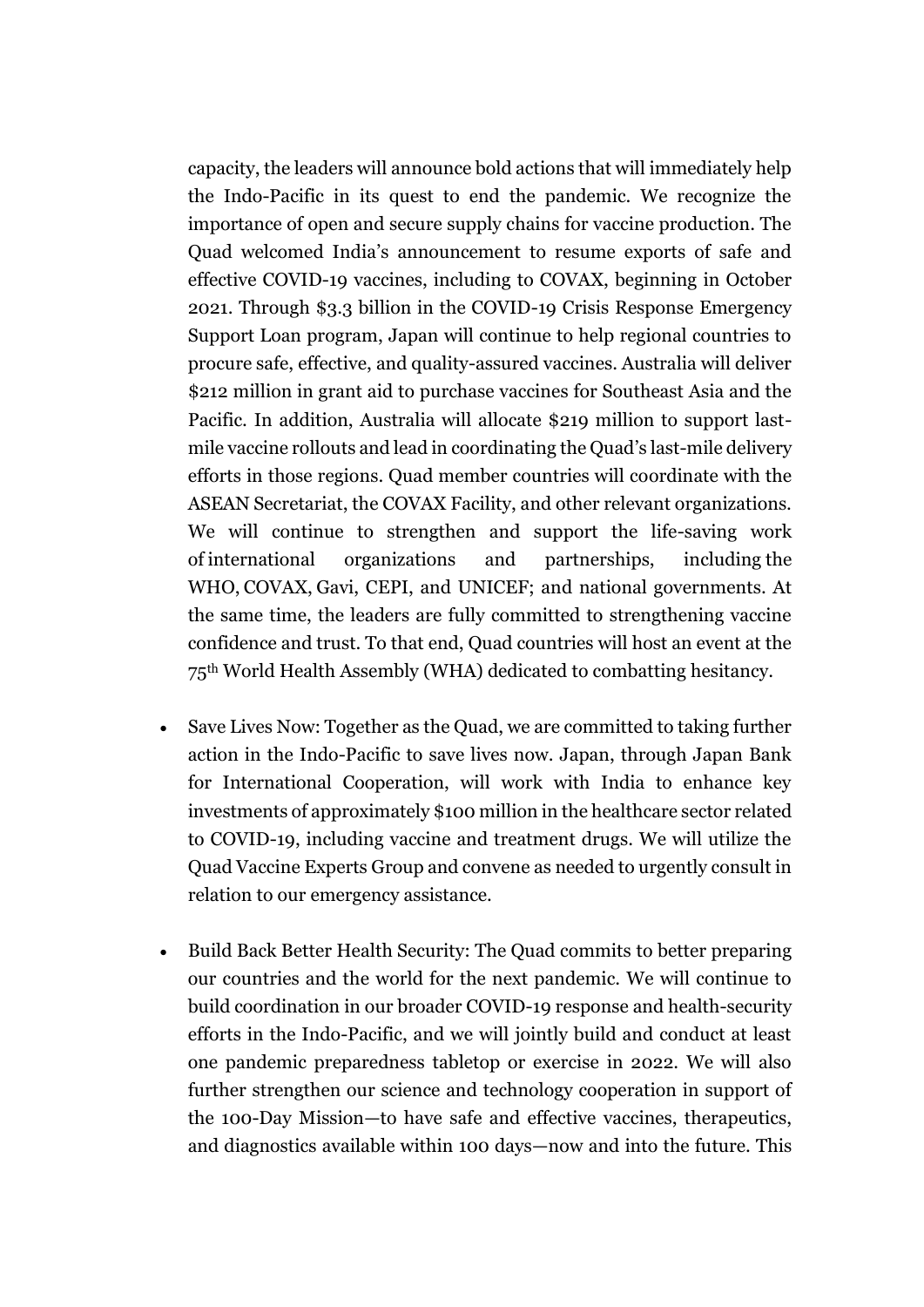capacity, the leaders will announce bold actions that will immediately help the Indo-Pacific in its quest to end the pandemic. We recognize the importance of open and secure supply chains for vaccine production. The Quad welcomed India's announcement to resume exports of safe and effective COVID-19 vaccines, including to COVAX, beginning in October 2021. Through $3.3 billion in the COVID-19 Crisis Response Emergency Support Loan program, Japan will continue to help regional countries to procure safe, effective, and quality-assured vaccines. Australia will deliver $212 million in grant aid to purchase vaccines for Southeast Asia and the Pacific. In addition, Australia will allocate $219 million to support last-mile vaccine rollouts and lead in coordinating the Quad's last-mile delivery efforts in those regions. Quad member countries will coordinate with the ASEAN Secretariat, the COVAX Facility, and other relevant organizations. We will continue to strengthen and support the life-saving work of international organizations and partnerships, including the WHO, COVAX, Gavi, CEPI, and UNICEF; and national governments. At the same time, the leaders are fully committed to strengthening vaccine confidence and trust. To that end, Quad countries will host an event at the 75th World Health Assembly (WHA) dedicated to combatting hesitancy.

- Save Lives Now: Together as the Quad, we are committed to taking further action in the Indo-Pacific to save lives now. Japan, through Japan Bank for International Cooperation, will work with India to enhance key investments of approximately $100 million in the healthcare sector related to COVID-19, including vaccine and treatment drugs. We will utilize the Quad Vaccine Experts Group and convene as needed to urgently consult in relation to our emergency assistance.

- Build Back Better Health Security: The Quad commits to better preparing our countries and the world for the next pandemic. We will continue to build coordination in our broader COVID-19 response and health-security efforts in the Indo-Pacific, and we will jointly build and conduct at least one pandemic preparedness tabletop or exercise in 2022. We will also further strengthen our science and technology cooperation in support of the 100-Day Mission—to have safe and effective vaccines, therapeutics, and diagnostics available within 100 days—now and into the future. This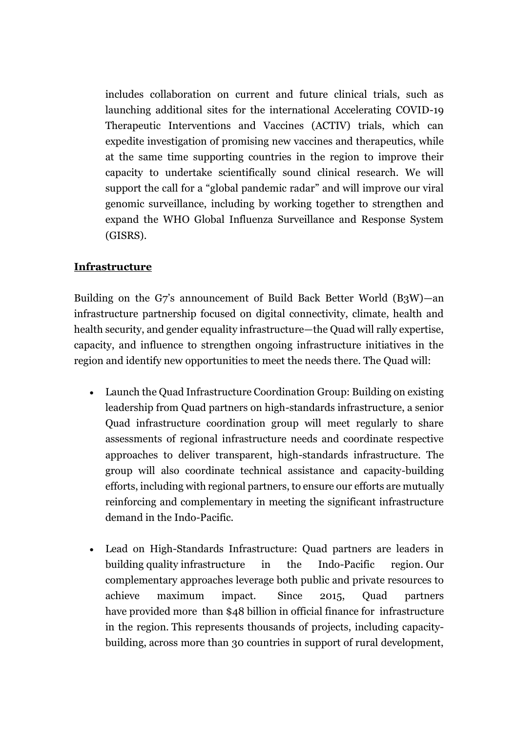includes collaboration on current and future clinical trials, such as launching additional sites for the international Accelerating COVID-19 Therapeutic Interventions and Vaccines (ACTIV) trials, which can expedite investigation of promising new vaccines and therapeutics, while at the same time supporting countries in the region to improve their capacity to undertake scientifically sound clinical research. We will support the call for a "global pandemic radar" and will improve our viral genomic surveillance, including by working together to strengthen and expand the WHO Global Influenza Surveillance and Response System (GISRS).

## Infrastructure

Building on the G7's announcement of Build Back Better World (B3W)—an infrastructure partnership focused on digital connectivity, climate, health and health security, and gender equality infrastructure—the Quad will rally expertise, capacity, and influence to strengthen ongoing infrastructure initiatives in the region and identify new opportunities to meet the needs there. The Quad will:

- Launch the Quad Infrastructure Coordination Group: Building on existing leadership from Quad partners on high-standards infrastructure, a senior Quad infrastructure coordination group will meet regularly to share assessments of regional infrastructure needs and coordinate respective approaches to deliver transparent, high-standards infrastructure. The group will also coordinate technical assistance and capacity-building efforts, including with regional partners, to ensure our efforts are mutually reinforcing and complementary in meeting the significant infrastructure demand in the Indo-Pacific.

- Lead on High-Standards Infrastructure: Quad partners are leaders in building quality infrastructure in the Indo-Pacific region. Our complementary approaches leverage both public and private resources to achieve maximum impact. Since 2015, Quad partners have provided more than $48 billion in official finance for infrastructure in the region. This represents thousands of projects, including capacity-building, across more than 30 countries in support of rural development,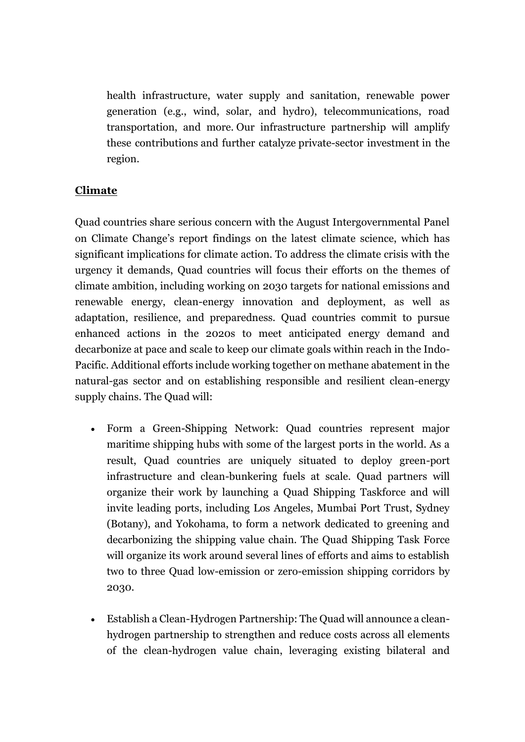health infrastructure, water supply and sanitation, renewable power generation (e.g., wind, solar, and hydro), telecommunications, road transportation, and more. Our infrastructure partnership will amplify these contributions and further catalyze private-sector investment in the region.

## Climate

Quad countries share serious concern with the August Intergovernmental Panel on Climate Change's report findings on the latest climate science, which has significant implications for climate action. To address the climate crisis with the urgency it demands, Quad countries will focus their efforts on the themes of climate ambition, including working on 2030 targets for national emissions and renewable energy, clean-energy innovation and deployment, as well as adaptation, resilience, and preparedness. Quad countries commit to pursue enhanced actions in the 2020s to meet anticipated energy demand and decarbonize at pace and scale to keep our climate goals within reach in the Indo-Pacific. Additional efforts include working together on methane abatement in the natural-gas sector and on establishing responsible and resilient clean-energy supply chains. The Quad will:

- Form a Green-Shipping Network: Quad countries represent major maritime shipping hubs with some of the largest ports in the world. As a result, Quad countries are uniquely situated to deploy green-port infrastructure and clean-bunkering fuels at scale. Quad partners will organize their work by launching a Quad Shipping Taskforce and will invite leading ports, including Los Angeles, Mumbai Port Trust, Sydney (Botany), and Yokohama, to form a network dedicated to greening and decarbonizing the shipping value chain. The Quad Shipping Task Force will organize its work around several lines of efforts and aims to establish two to three Quad low-emission or zero-emission shipping corridors by 2030.

- Establish a Clean-Hydrogen Partnership: The Quad will announce a clean-hydrogen partnership to strengthen and reduce costs across all elements of the clean-hydrogen value chain, leveraging existing bilateral and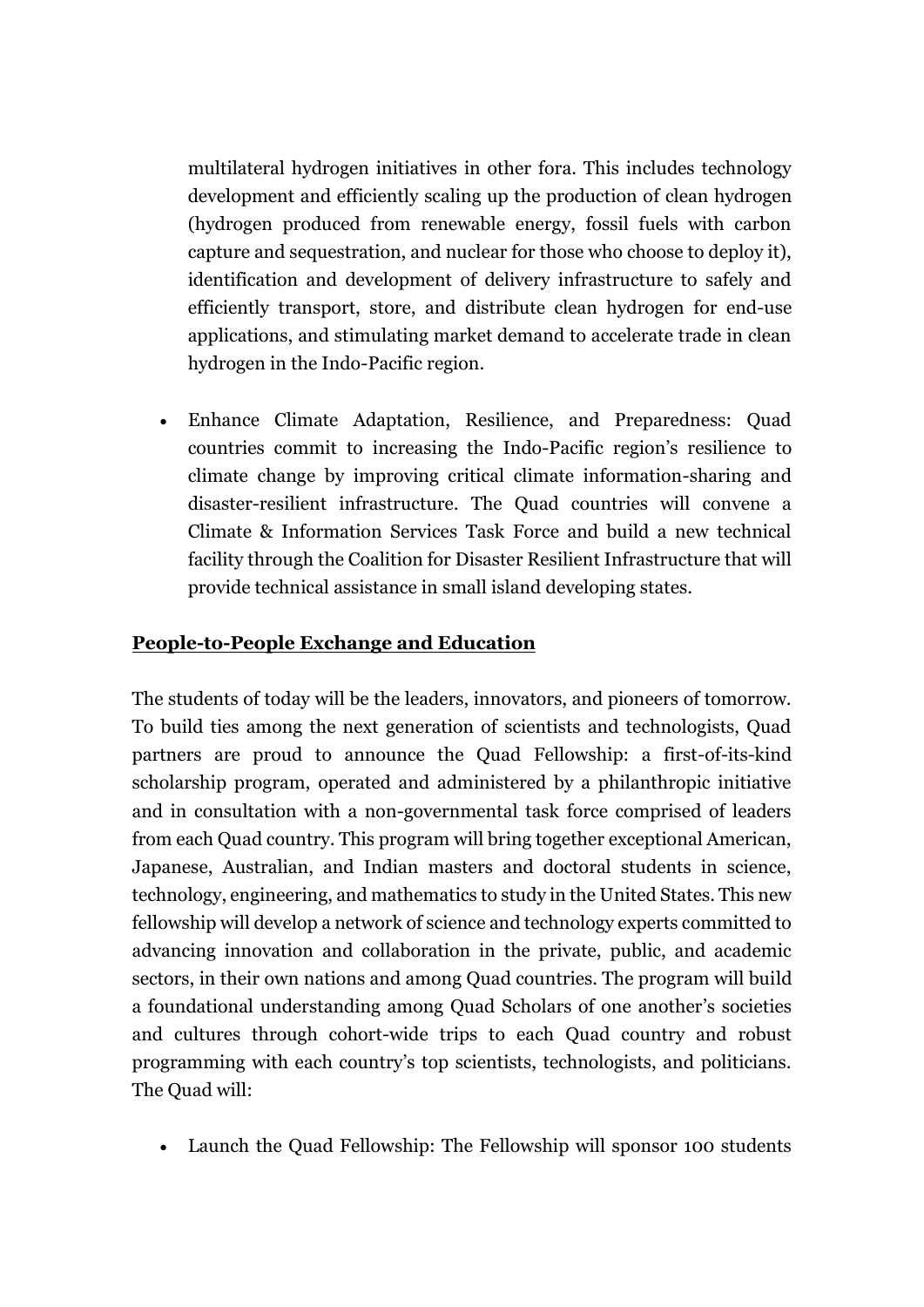multilateral hydrogen initiatives in other fora. This includes technology development and efficiently scaling up the production of clean hydrogen (hydrogen produced from renewable energy, fossil fuels with carbon capture and sequestration, and nuclear for those who choose to deploy it), identification and development of delivery infrastructure to safely and efficiently transport, store, and distribute clean hydrogen for end-use applications, and stimulating market demand to accelerate trade in clean hydrogen in the Indo-Pacific region.

- Enhance Climate Adaptation, Resilience, and Preparedness: Quad countries commit to increasing the Indo-Pacific region's resilience to climate change by improving critical climate information-sharing and disaster-resilient infrastructure. The Quad countries will convene a Climate & Information Services Task Force and build a new technical facility through the Coalition for Disaster Resilient Infrastructure that will provide technical assistance in small island developing states.

**People-to-People Exchange and Education**

The students of today will be the leaders, innovators, and pioneers of tomorrow. To build ties among the next generation of scientists and technologists, Quad partners are proud to announce the Quad Fellowship: a first-of-its-kind scholarship program, operated and administered by a philanthropic initiative and in consultation with a non-governmental task force comprised of leaders from each Quad country. This program will bring together exceptional American, Japanese, Australian, and Indian masters and doctoral students in science, technology, engineering, and mathematics to study in the United States. This new fellowship will develop a network of science and technology experts committed to advancing innovation and collaboration in the private, public, and academic sectors, in their own nations and among Quad countries. The program will build a foundational understanding among Quad Scholars of one another's societies and cultures through cohort-wide trips to each Quad country and robust programming with each country's top scientists, technologists, and politicians. The Quad will:

- Launch the Quad Fellowship: The Fellowship will sponsor 100 students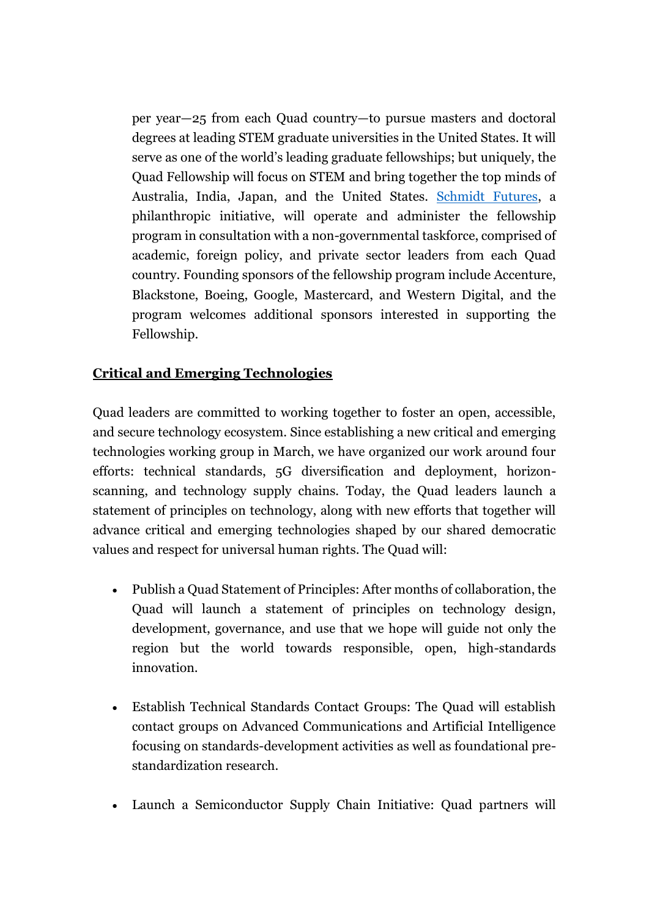per year—25 from each Quad country—to pursue masters and doctoral degrees at leading STEM graduate universities in the United States. It will serve as one of the world's leading graduate fellowships; but uniquely, the Quad Fellowship will focus on STEM and bring together the top minds of Australia, India, Japan, and the United States. [Schmidt Futures](), a philanthropic initiative, will operate and administer the fellowship program in consultation with a non-governmental taskforce, comprised of academic, foreign policy, and private sector leaders from each Quad country. Founding sponsors of the fellowship program include Accenture, Blackstone, Boeing, Google, Mastercard, and Western Digital, and the program welcomes additional sponsors interested in supporting the Fellowship.

**Critical and Emerging Technologies**

Quad leaders are committed to working together to foster an open, accessible, and secure technology ecosystem. Since establishing a new critical and emerging technologies working group in March, we have organized our work around four efforts: technical standards, 5G diversification and deployment, horizon-scanning, and technology supply chains. Today, the Quad leaders launch a statement of principles on technology, along with new efforts that together will advance critical and emerging technologies shaped by our shared democratic values and respect for universal human rights. The Quad will:

- Publish a Quad Statement of Principles: After months of collaboration, the Quad will launch a statement of principles on technology design, development, governance, and use that we hope will guide not only the region but the world towards responsible, open, high-standards innovation.

- Establish Technical Standards Contact Groups: The Quad will establish contact groups on Advanced Communications and Artificial Intelligence focusing on standards-development activities as well as foundational pre-standardization research.

- Launch a Semiconductor Supply Chain Initiative: Quad partners will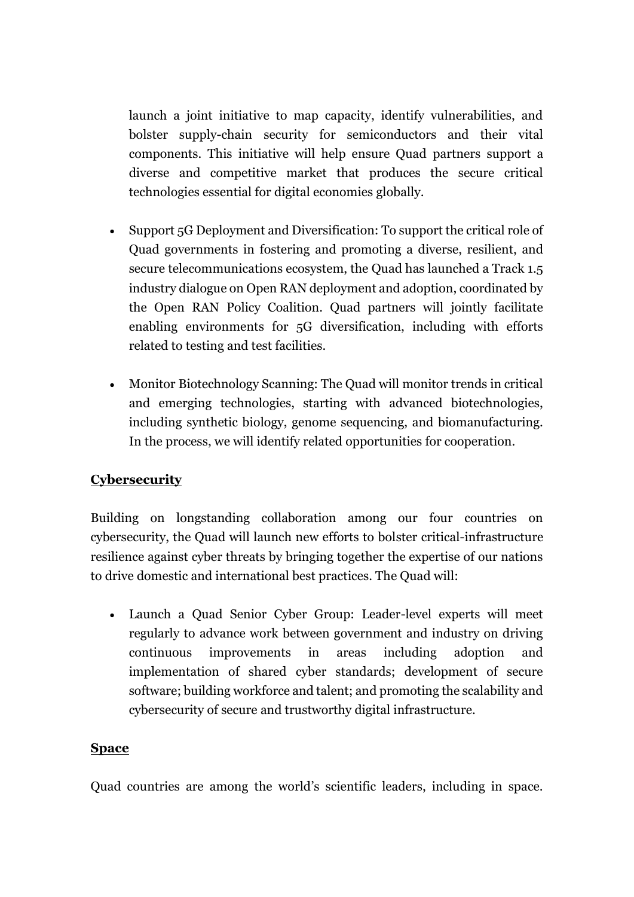launch a joint initiative to map capacity, identify vulnerabilities, and bolster supply-chain security for semiconductors and their vital components. This initiative will help ensure Quad partners support a diverse and competitive market that produces the secure critical technologies essential for digital economies globally.

- Support 5G Deployment and Diversification: To support the critical role of Quad governments in fostering and promoting a diverse, resilient, and secure telecommunications ecosystem, the Quad has launched a Track 1.5 industry dialogue on Open RAN deployment and adoption, coordinated by the Open RAN Policy Coalition. Quad partners will jointly facilitate enabling environments for 5G diversification, including with efforts related to testing and test facilities.

- Monitor Biotechnology Scanning: The Quad will monitor trends in critical and emerging technologies, starting with advanced biotechnologies, including synthetic biology, genome sequencing, and biomanufacturing. In the process, we will identify related opportunities for cooperation.

## Cybersecurity

Building on longstanding collaboration among our four countries on cybersecurity, the Quad will launch new efforts to bolster critical-infrastructure resilience against cyber threats by bringing together the expertise of our nations to drive domestic and international best practices. The Quad will:

- Launch a Quad Senior Cyber Group: Leader-level experts will meet regularly to advance work between government and industry on driving continuous improvements in areas including adoption and implementation of shared cyber standards; development of secure software; building workforce and talent; and promoting the scalability and cybersecurity of secure and trustworthy digital infrastructure.

## Space

Quad countries are among the world's scientific leaders, including in space.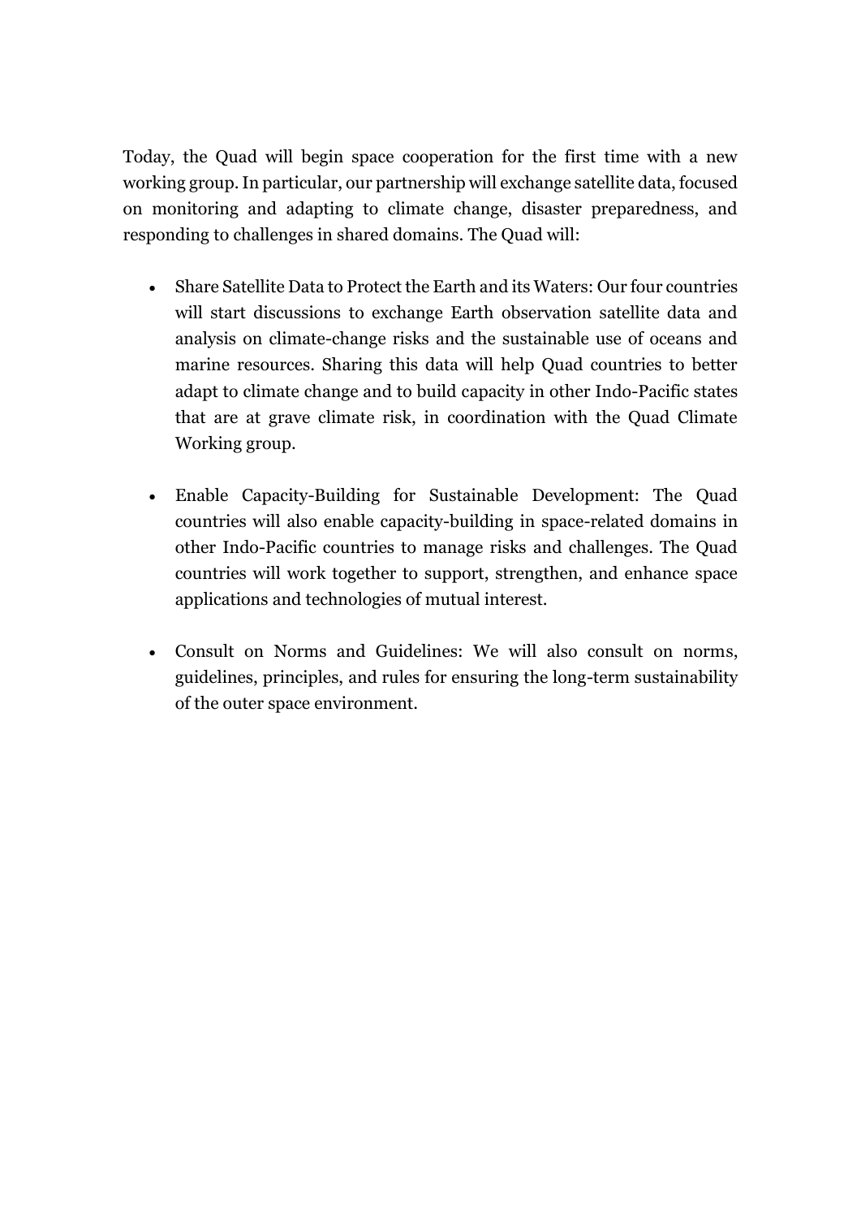Today, the Quad will begin space cooperation for the first time with a new working group. In particular, our partnership will exchange satellite data, focused on monitoring and adapting to climate change, disaster preparedness, and responding to challenges in shared domains. The Quad will:

- Share Satellite Data to Protect the Earth and its Waters: Our four countries will start discussions to exchange Earth observation satellite data and analysis on climate-change risks and the sustainable use of oceans and marine resources. Sharing this data will help Quad countries to better adapt to climate change and to build capacity in other Indo-Pacific states that are at grave climate risk, in coordination with the Quad Climate Working group.

- Enable Capacity-Building for Sustainable Development: The Quad countries will also enable capacity-building in space-related domains in other Indo-Pacific countries to manage risks and challenges. The Quad countries will work together to support, strengthen, and enhance space applications and technologies of mutual interest.

- Consult on Norms and Guidelines: We will also consult on norms, guidelines, principles, and rules for ensuring the long-term sustainability of the outer space environment.